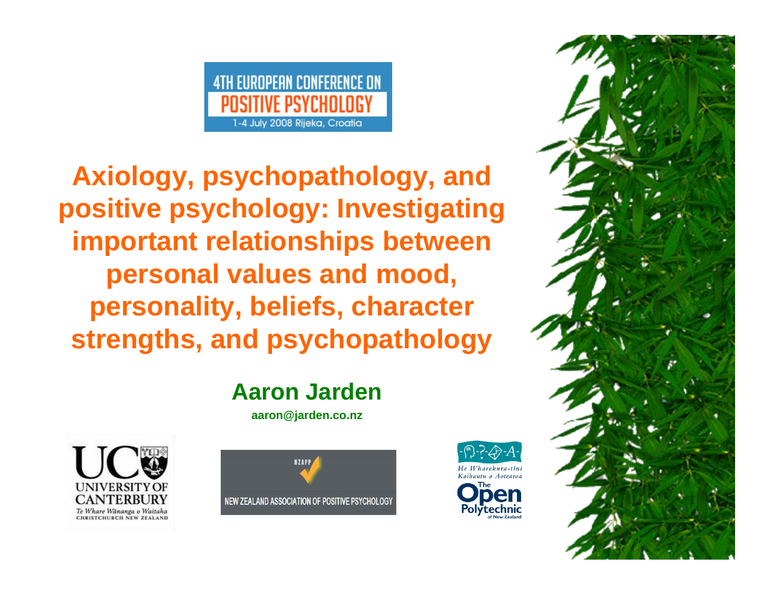4TH EUROPEAN CONFERENCE ON POSITIVE PSYCHOLOGY

1-4 July 2008 Rijeka, Croatia

# Axiology, psychopathology, and positive psychology: Investigating important relationships between personal values and mood, personality, beliefs, character strengths, and psychopathology

## Aaron Jarden

aaron@jarden.co.nz

UC UNIVERSITY OF CANTERBURY
Te Whare Wānanga o Waitaha
CHRISTCHURCH NEW ZEALAND

NZAPP
NEW ZEALAND ASSOCIATION OF POSITIVE PSYCHOLOGY

He Wharekura-tini Kaihautu o Aotearoa
The Open Polytechnic of New Zealand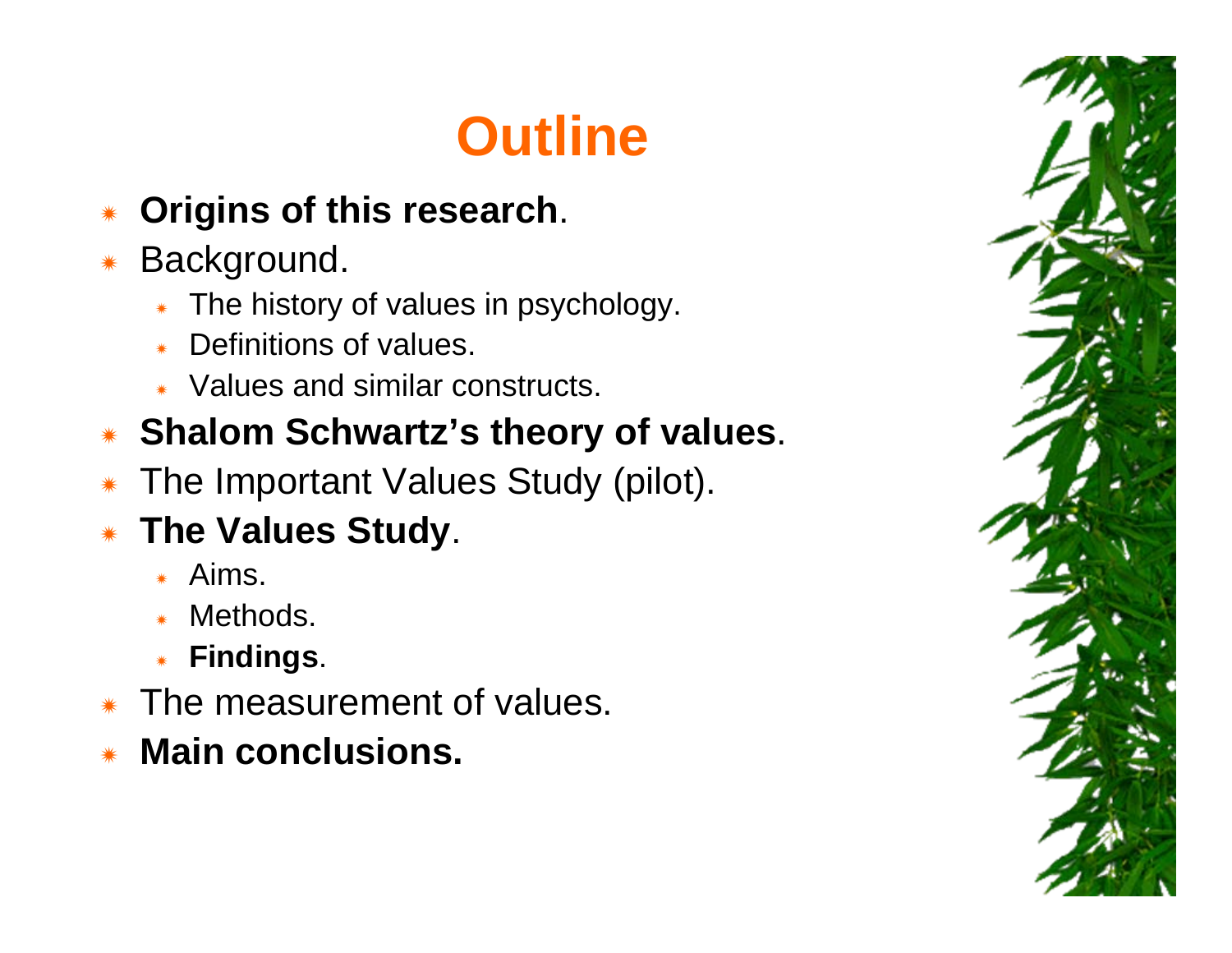# Outline

- **Origins of this research**.
- Background.
  - The history of values in psychology.
  - Definitions of values.
  - Values and similar constructs.
- **Shalom Schwartz's theory of values**.
- The Important Values Study (pilot).
- **The Values Study**.
  - Aims.
  - Methods.
  - **Findings**.
- The measurement of values.
- **Main conclusions.**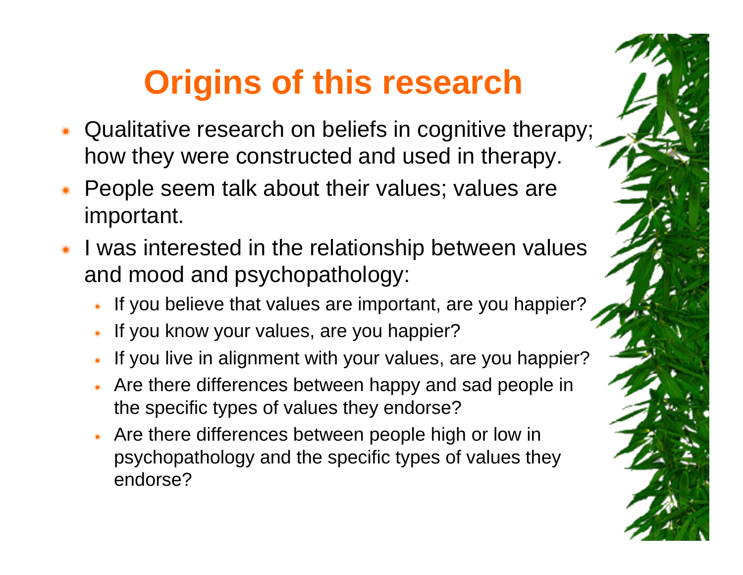# Origins of this research

- Qualitative research on beliefs in cognitive therapy; how they were constructed and used in therapy.
- People seem talk about their values; values are important.
- I was interested in the relationship between values and mood and psychopathology:
  - If you believe that values are important, are you happier?
  - If you know your values, are you happier?
  - If you live in alignment with your values, are you happier?
  - Are there differences between happy and sad people in the specific types of values they endorse?
  - Are there differences between people high or low in psychopathology and the specific types of values they endorse?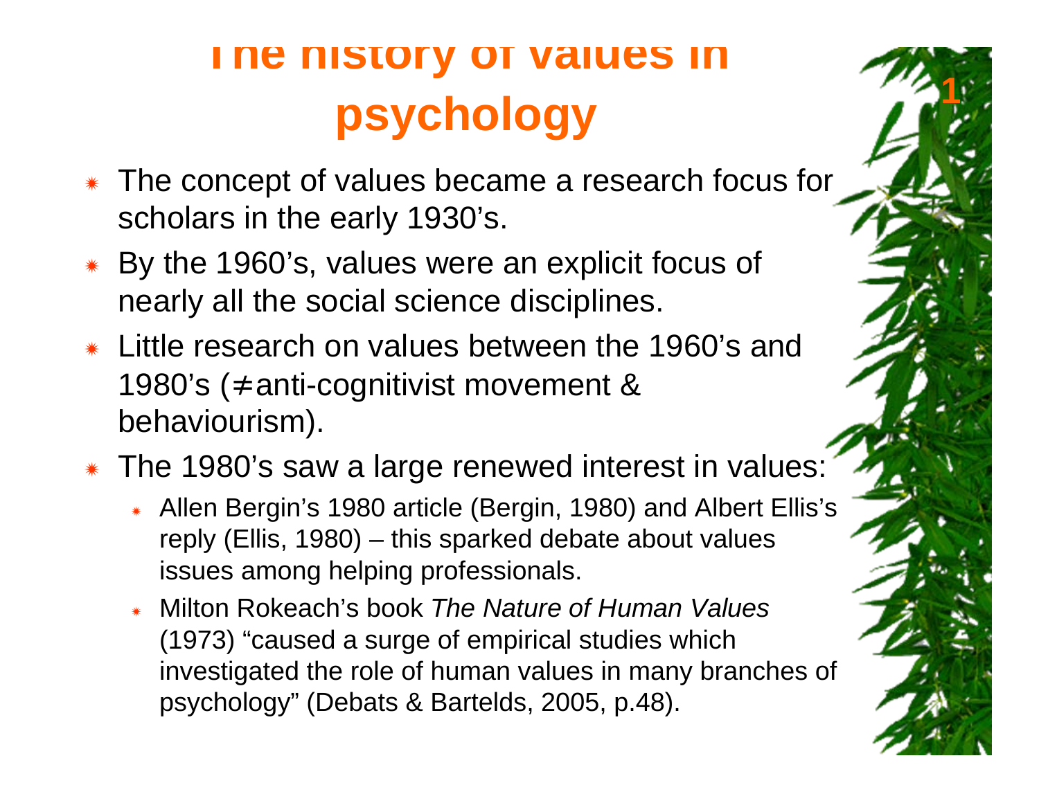# The history of values in psychology

- The concept of values became a research focus for scholars in the early 1930's.
- By the 1960's, values were an explicit focus of nearly all the social science disciplines.
- Little research on values between the 1960's and 1980's (≠anti-cognitivist movement & behaviourism).
- The 1980's saw a large renewed interest in values:
  - Allen Bergin's 1980 article (Bergin, 1980) and Albert Ellis's reply (Ellis, 1980) – this sparked debate about values issues among helping professionals.
  - Milton Rokeach's book *The Nature of Human Values* (1973) "caused a surge of empirical studies which investigated the role of human values in many branches of psychology" (Debats & Bartelds, 2005, p.48).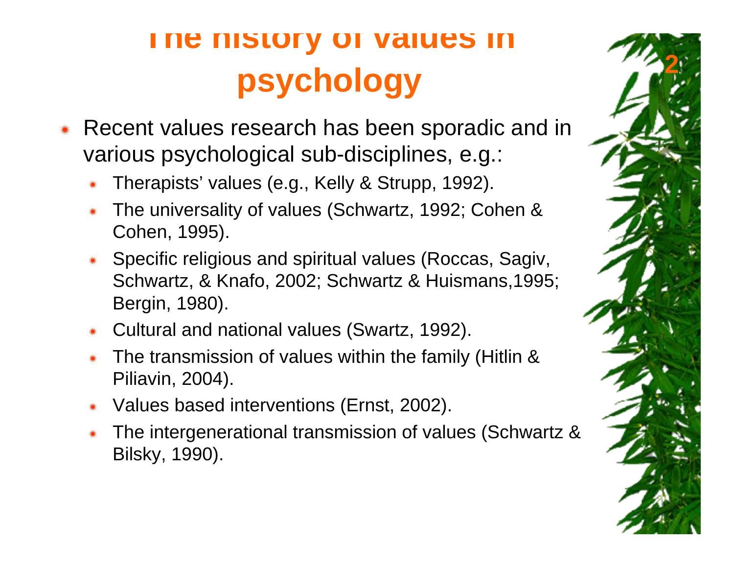# The history of values in psychology

- Recent values research has been sporadic and in various psychological sub-disciplines, e.g.:
  - Therapists' values (e.g., Kelly & Strupp, 1992).
  - The universality of values (Schwartz, 1992; Cohen & Cohen, 1995).
  - Specific religious and spiritual values (Roccas, Sagiv, Schwartz, & Knafo, 2002; Schwartz & Huismans,1995; Bergin, 1980).
  - Cultural and national values (Swartz, 1992).
  - The transmission of values within the family (Hitlin & Piliavin, 2004).
  - Values based interventions (Ernst, 2002).
  - The intergenerational transmission of values (Schwartz & Bilsky, 1990).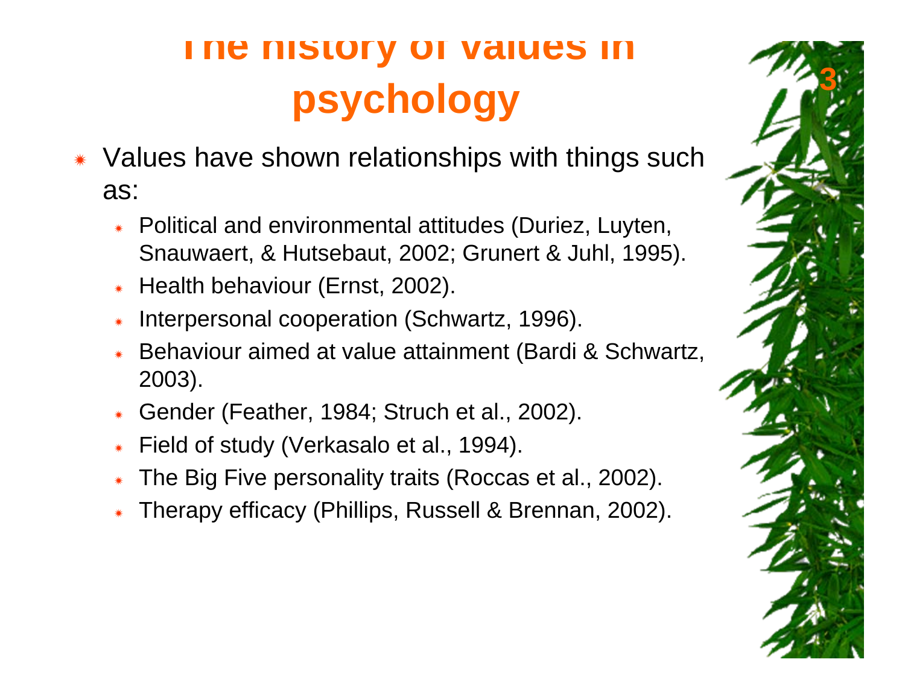# The history of values in psychology

- Values have shown relationships with things such as:
  - Political and environmental attitudes (Duriez, Luyten, Snauwaert, & Hutsebaut, 2002; Grunert & Juhl, 1995).
  - Health behaviour (Ernst, 2002).
  - Interpersonal cooperation (Schwartz, 1996).
  - Behaviour aimed at value attainment (Bardi & Schwartz, 2003).
  - Gender (Feather, 1984; Struch et al., 2002).
  - Field of study (Verkasalo et al., 1994).
  - The Big Five personality traits (Roccas et al., 2002).
  - Therapy efficacy (Phillips, Russell & Brennan, 2002).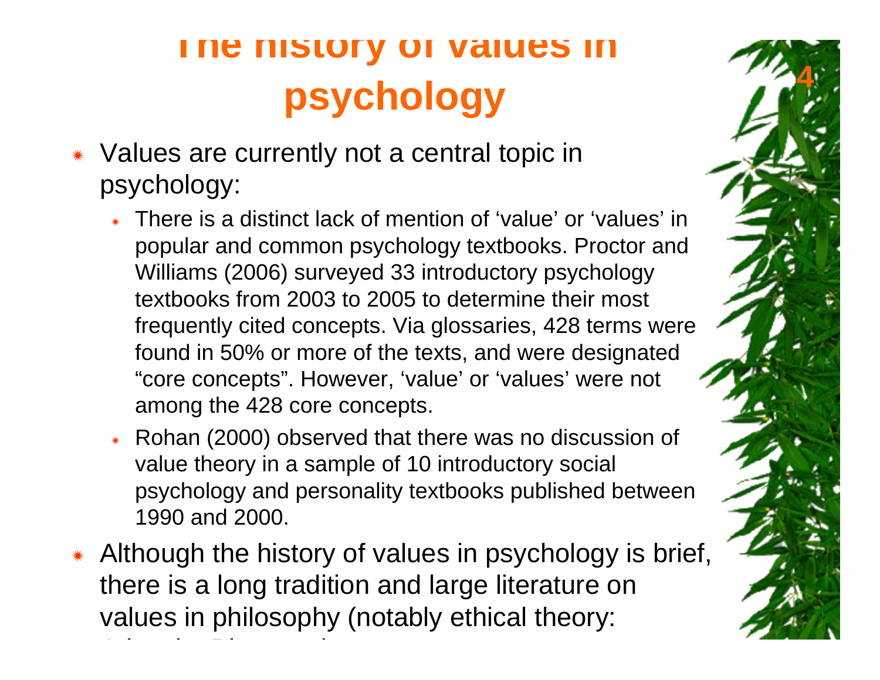# The history of values in psychology

- Values are currently not a central topic in psychology:
  - There is a distinct lack of mention of 'value' or 'values' in popular and common psychology textbooks. Proctor and Williams (2006) surveyed 33 introductory psychology textbooks from 2003 to 2005 to determine their most frequently cited concepts. Via glossaries, 428 terms were found in 50% or more of the texts, and were designated "core concepts". However, 'value' or 'values' were not among the 428 core concepts.
  - Rohan (2000) observed that there was no discussion of value theory in a sample of 10 introductory social psychology and personality textbooks published between 1990 and 2000.
- Although the history of values in psychology is brief, there is a long tradition and large literature on values in philosophy (notably ethical theory: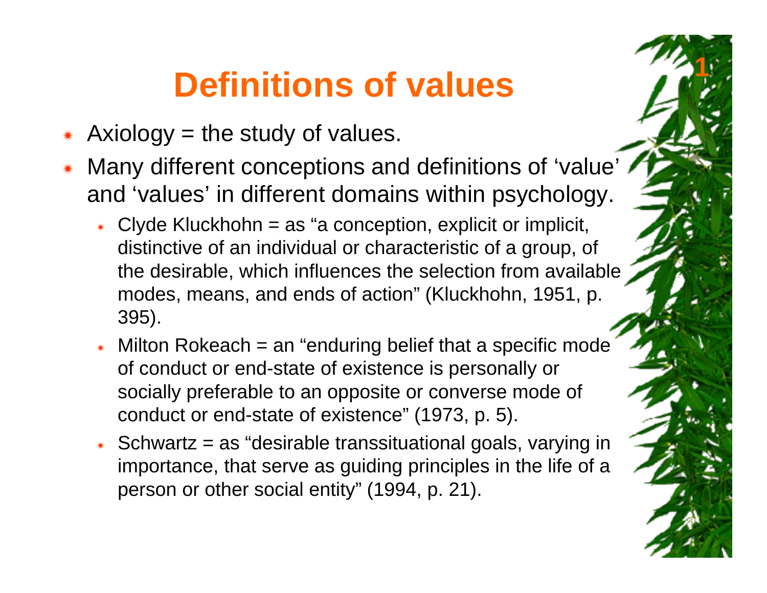# Definitions of values

- Axiology = the study of values.
- Many different conceptions and definitions of 'value' and 'values' in different domains within psychology.
  - Clyde Kluckhohn = as "a conception, explicit or implicit, distinctive of an individual or characteristic of a group, of the desirable, which influences the selection from available modes, means, and ends of action" (Kluckhohn, 1951, p. 395).
  - Milton Rokeach = an "enduring belief that a specific mode of conduct or end-state of existence is personally or socially preferable to an opposite or converse mode of conduct or end-state of existence" (1973, p. 5).
  - Schwartz = as "desirable transsituational goals, varying in importance, that serve as guiding principles in the life of a person or other social entity" (1994, p. 21).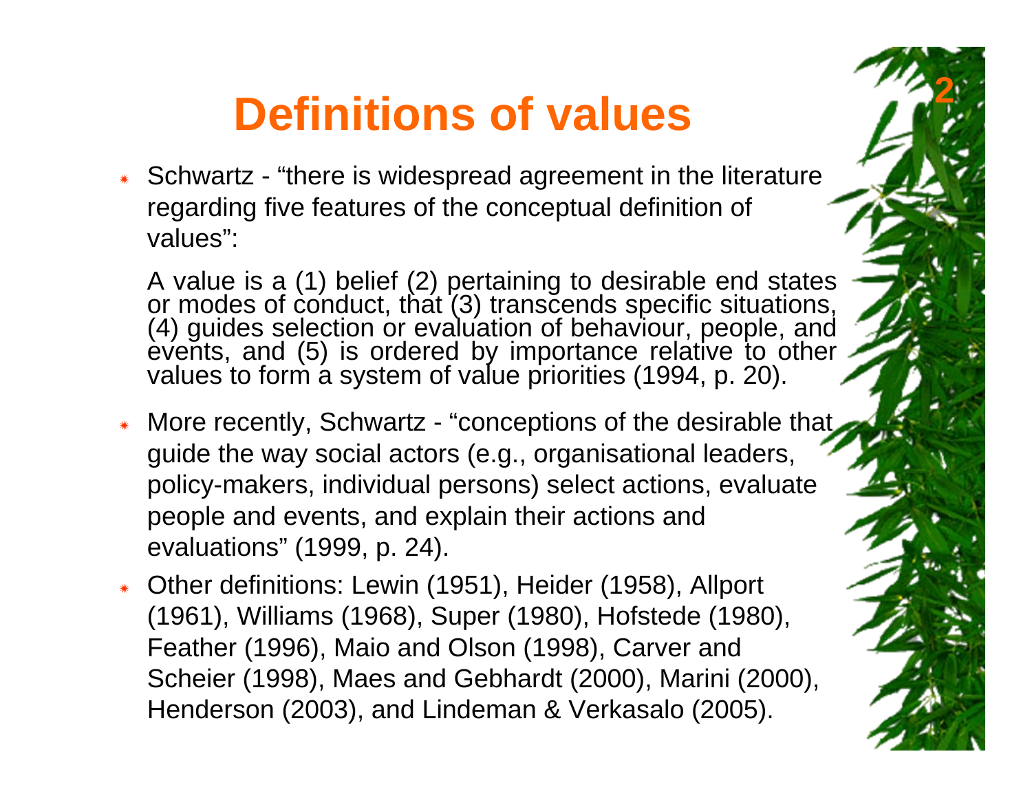# Definitions of values

- Schwartz - "there is widespread agreement in the literature regarding five features of the conceptual definition of values":

  A value is a (1) belief (2) pertaining to desirable end states or modes of conduct, that (3) transcends specific situations, (4) guides selection or evaluation of behaviour, people, and events, and (5) is ordered by importance relative to other values to form a system of value priorities (1994, p. 20).

- More recently, Schwartz - "conceptions of the desirable that guide the way social actors (e.g., organisational leaders, policy-makers, individual persons) select actions, evaluate people and events, and explain their actions and evaluations" (1999, p. 24).
- Other definitions: Lewin (1951), Heider (1958), Allport (1961), Williams (1968), Super (1980), Hofstede (1980), Feather (1996), Maio and Olson (1998), Carver and Scheier (1998), Maes and Gebhardt (2000), Marini (2000), Henderson (2003), and Lindeman & Verkasalo (2005).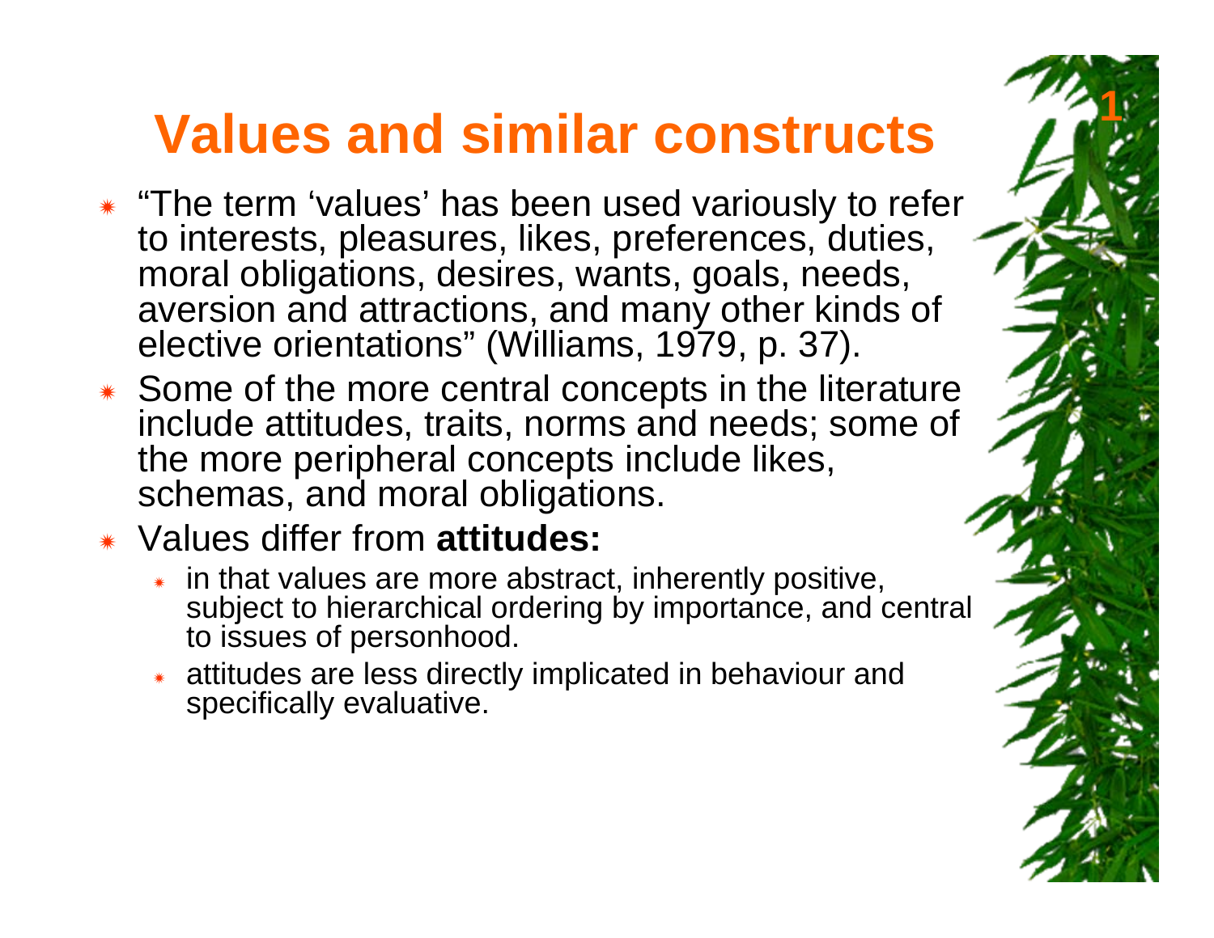# Values and similar constructs

- "The term 'values' has been used variously to refer to interests, pleasures, likes, preferences, duties, moral obligations, desires, wants, goals, needs, aversion and attractions, and many other kinds of elective orientations" (Williams, 1979, p. 37).
- Some of the more central concepts in the literature include attitudes, traits, norms and needs; some of the more peripheral concepts include likes, schemas, and moral obligations.
- Values differ from **attitudes:**
  - in that values are more abstract, inherently positive, subject to hierarchical ordering by importance, and central to issues of personhood.
  - attitudes are less directly implicated in behaviour and specifically evaluative.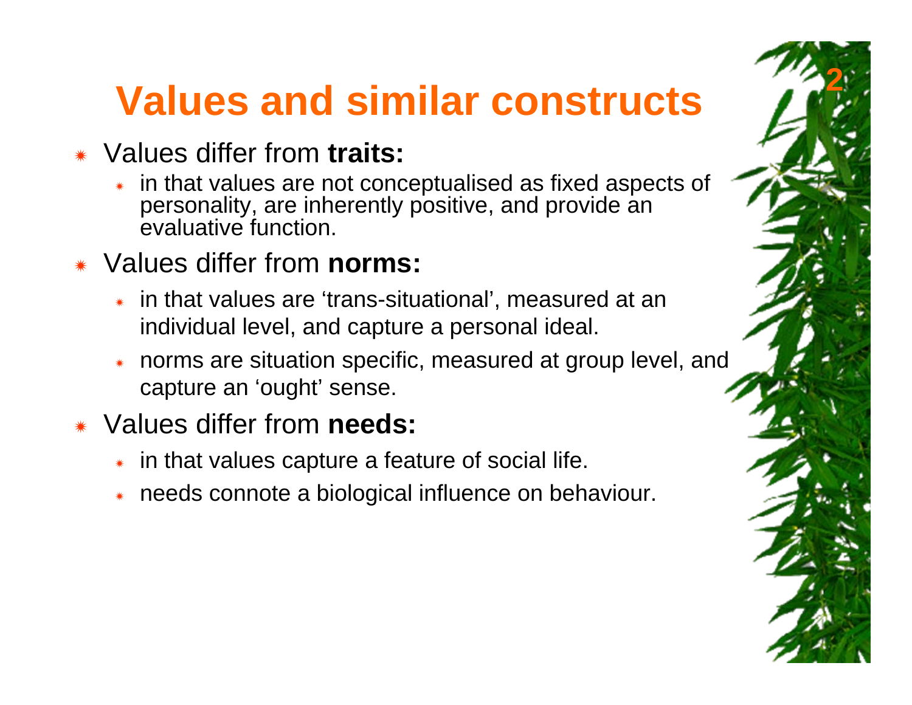# Values and similar constructs

- Values differ from **traits:**
  - in that values are not conceptualised as fixed aspects of personality, are inherently positive, and provide an evaluative function.
- Values differ from **norms:**
  - in that values are 'trans-situational', measured at an individual level, and capture a personal ideal.
  - norms are situation specific, measured at group level, and capture an 'ought' sense.
- Values differ from **needs:**
  - in that values capture a feature of social life.
  - needs connote a biological influence on behaviour.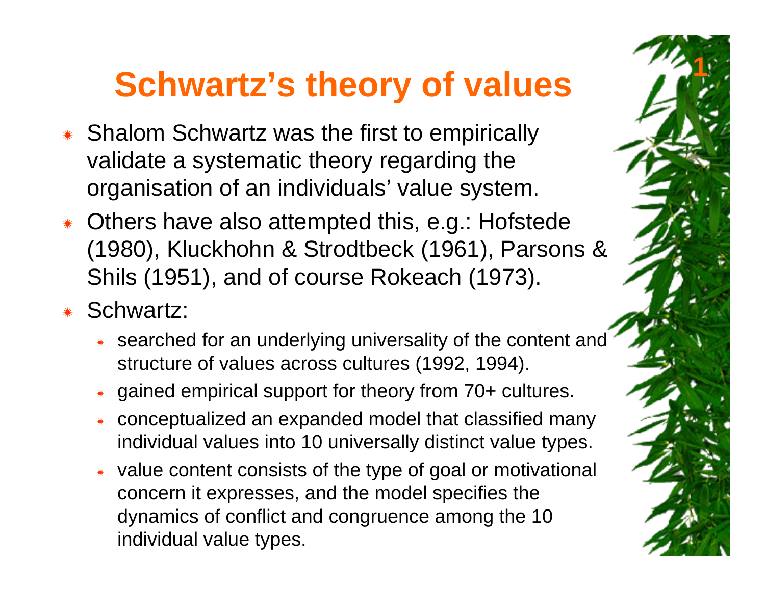# Schwartz's theory of values

- Shalom Schwartz was the first to empirically validate a systematic theory regarding the organisation of an individuals' value system.
- Others have also attempted this, e.g.: Hofstede (1980), Kluckhohn & Strodtbeck (1961), Parsons & Shils (1951), and of course Rokeach (1973).
- Schwartz:
  - searched for an underlying universality of the content and structure of values across cultures (1992, 1994).
  - gained empirical support for theory from 70+ cultures.
  - conceptualized an expanded model that classified many individual values into 10 universally distinct value types.
  - value content consists of the type of goal or motivational concern it expresses, and the model specifies the dynamics of conflict and congruence among the 10 individual value types.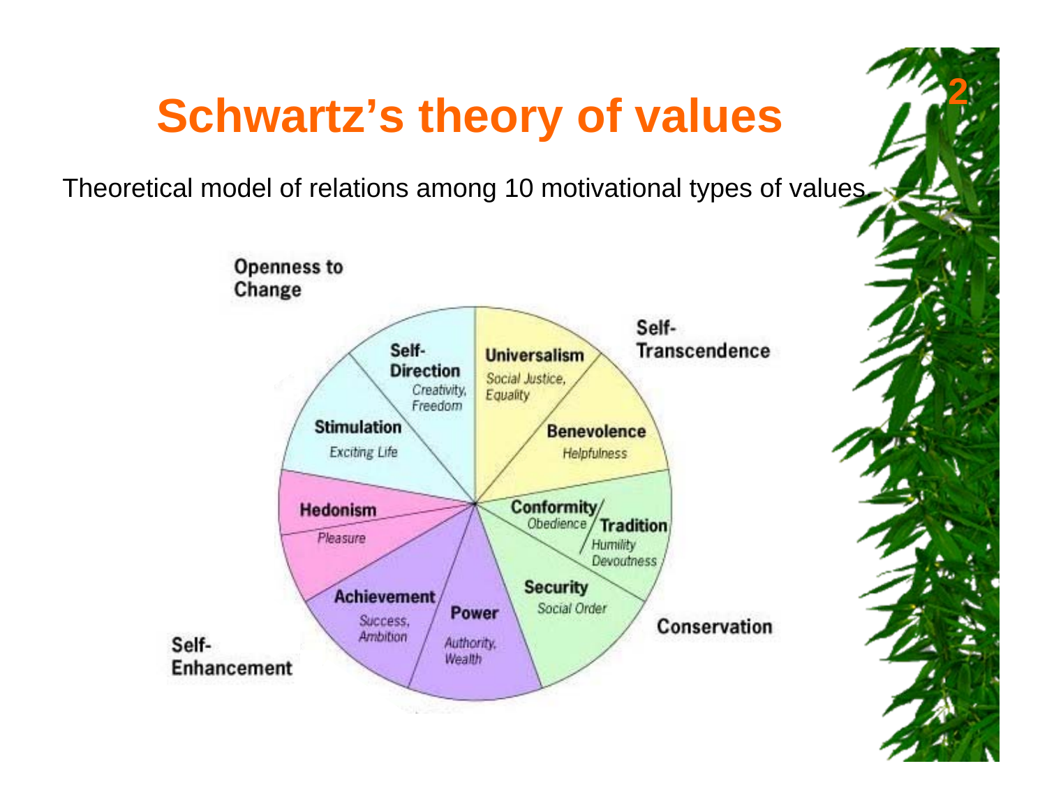# Schwartz's theory of values

Theoretical model of relations among 10 motivational types of values.

Openness to Change

Self-Transcendence

Self-Direction
*Creativity, Freedom*

Universalism
*Social Justice, Equality*

Stimulation
*Exciting Life*

Benevolence
*Helpfulness*

Hedonism
*Pleasure*

Conformity
*Obedience*

Tradition
*Humility Devoutness*

Achievement
*Success, Ambition*

Power
*Authority, Wealth*

Security
*Social Order*

Self-Enhancement

Conservation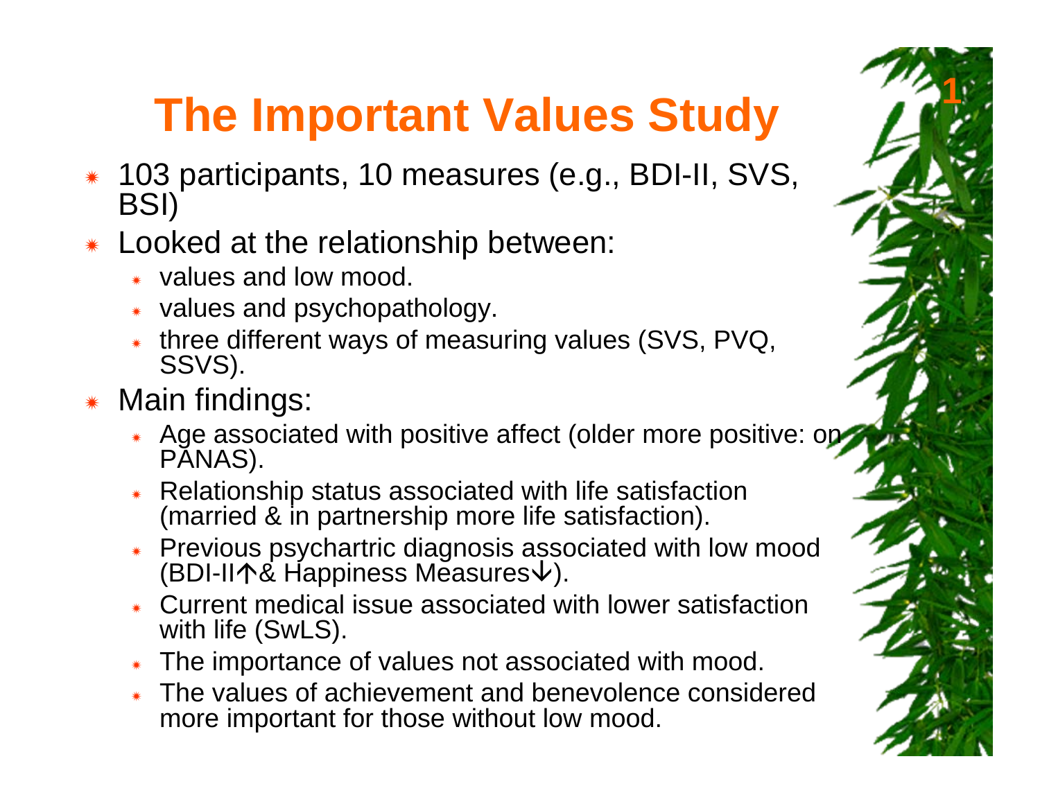# The Important Values Study

- 103 participants, 10 measures (e.g., BDI-II, SVS, BSI)
- Looked at the relationship between:
  - values and low mood.
  - values and psychopathology.
  - three different ways of measuring values (SVS, PVQ, SSVS).
- Main findings:
  - Age associated with positive affect (older more positive: on PANAS).
  - Relationship status associated with life satisfaction (married & in partnership more life satisfaction).
  - Previous psychartric diagnosis associated with low mood (BDI-II↑& Happiness Measures↓).
  - Current medical issue associated with lower satisfaction with life (SwLS).
  - The importance of values not associated with mood.
  - The values of achievement and benevolence considered more important for those without low mood.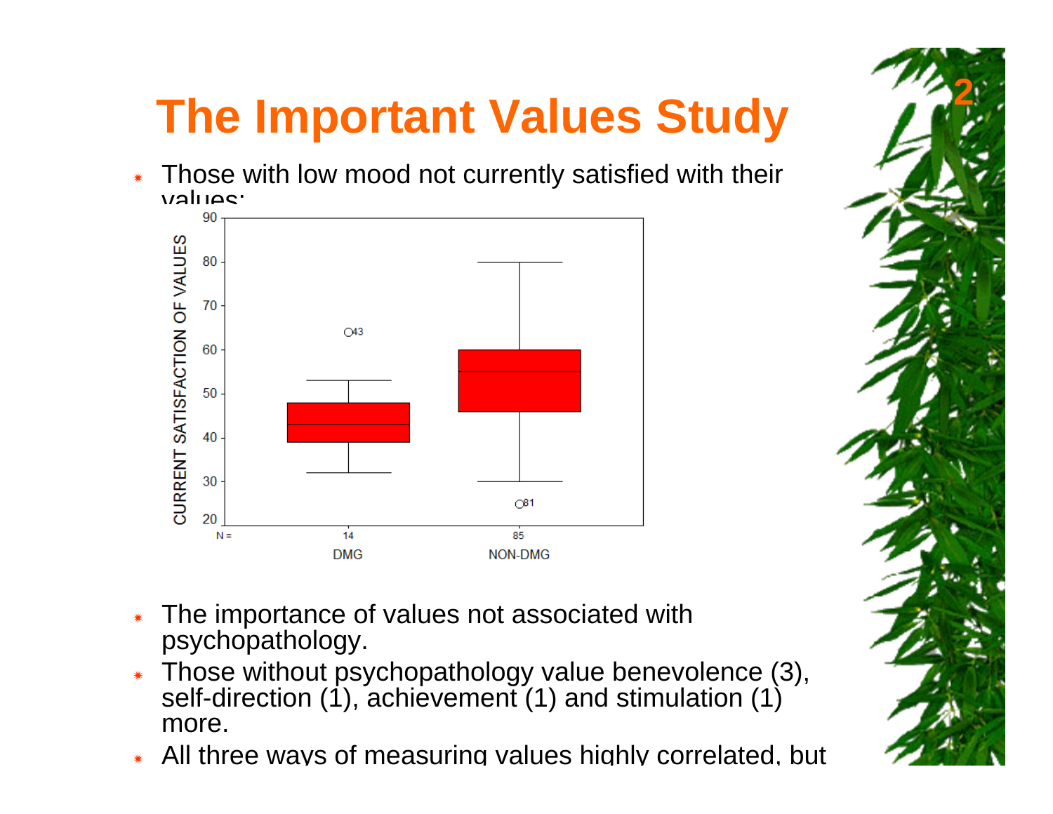# The Important Values Study

- Those with low mood not currently satisfied with their values:
- The importance of values not associated with psychopathology.
- Those without psychopathology value benevolence (3), self-direction (1), achievement (1) and stimulation (1) more.
- All three ways of measuring values highly correlated, but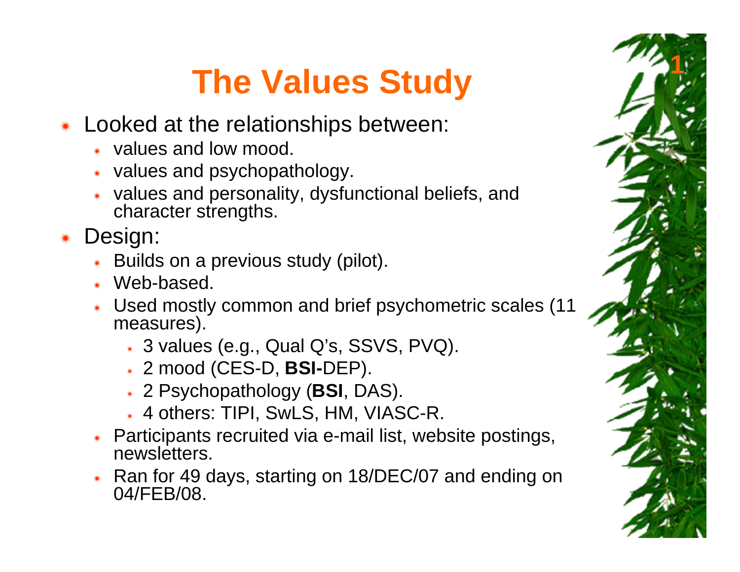# The Values Study

- Looked at the relationships between:
  - values and low mood.
  - values and psychopathology.
  - values and personality, dysfunctional beliefs, and character strengths.
- Design:
  - Builds on a previous study (pilot).
  - Web-based.
  - Used mostly common and brief psychometric scales (11 measures).
    - 3 values (e.g., Qual Q's, SSVS, PVQ).
    - 2 mood (CES-D, **BSI-**DEP).
    - 2 Psychopathology (**BSI**, DAS).
    - 4 others: TIPI, SwLS, HM, VIASC-R.
  - Participants recruited via e-mail list, website postings, newsletters.
  - Ran for 49 days, starting on 18/DEC/07 and ending on 04/FEB/08.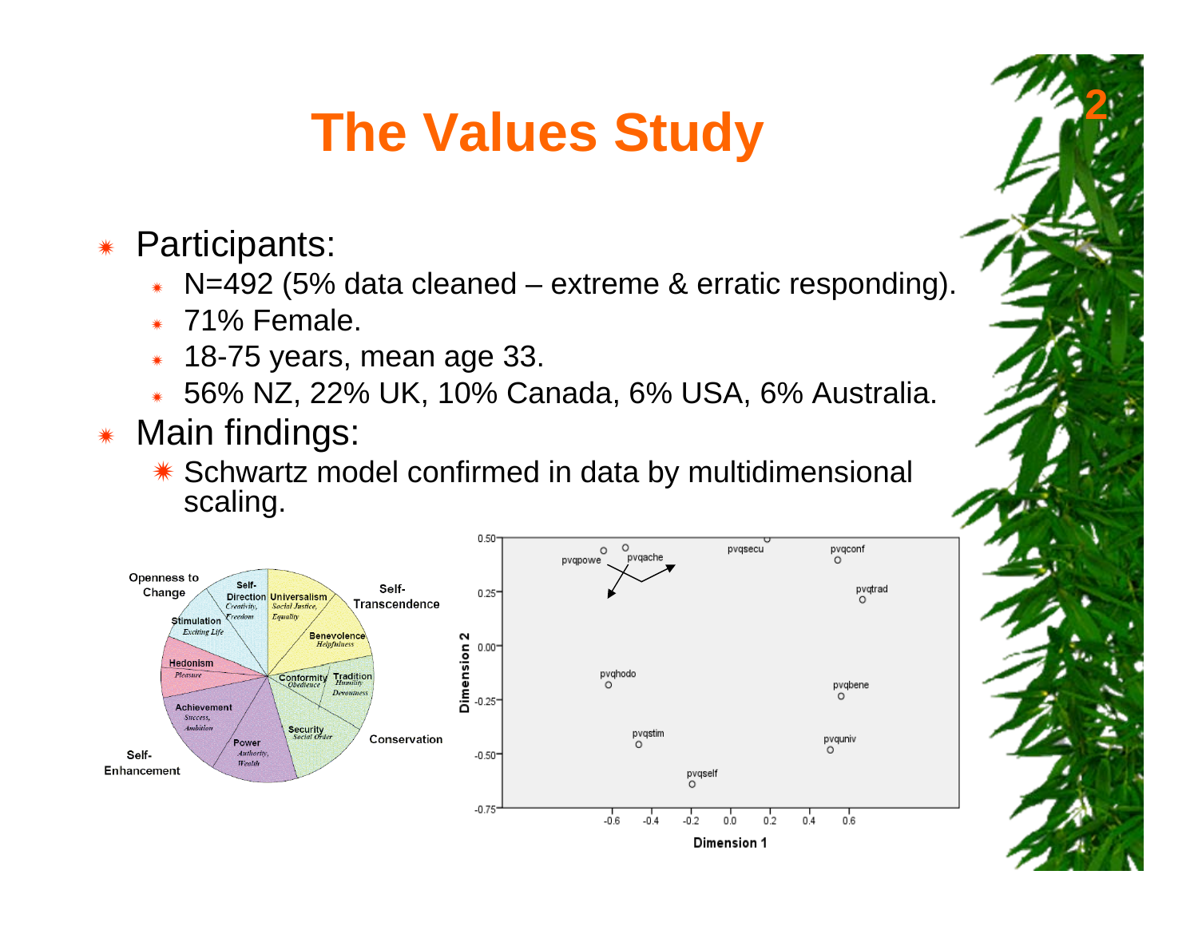# The Values Study

- Participants:
  - N=492 (5% data cleaned – extreme & erratic responding).
  - 71% Female.
  - 18-75 years, mean age 33.
  - 56% NZ, 22% UK, 10% Canada, 6% USA, 6% Australia.
- Main findings:
  - Schwartz model confirmed in data by multidimensional scaling.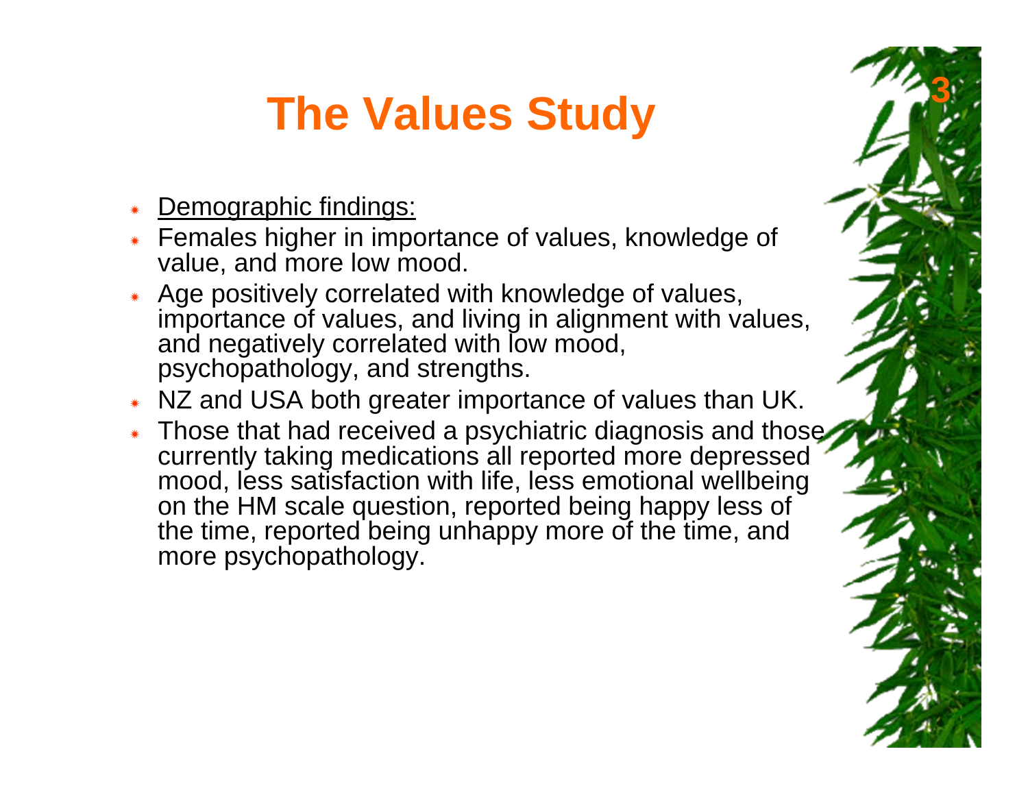# The Values Study

- Demographic findings:
- Females higher in importance of values, knowledge of value, and more low mood.
- Age positively correlated with knowledge of values, importance of values, and living in alignment with values, and negatively correlated with low mood, psychopathology, and strengths.
- NZ and USA both greater importance of values than UK.
- Those that had received a psychiatric diagnosis and those currently taking medications all reported more depressed mood, less satisfaction with life, less emotional wellbeing on the HM scale question, reported being happy less of the time, reported being unhappy more of the time, and more psychopathology.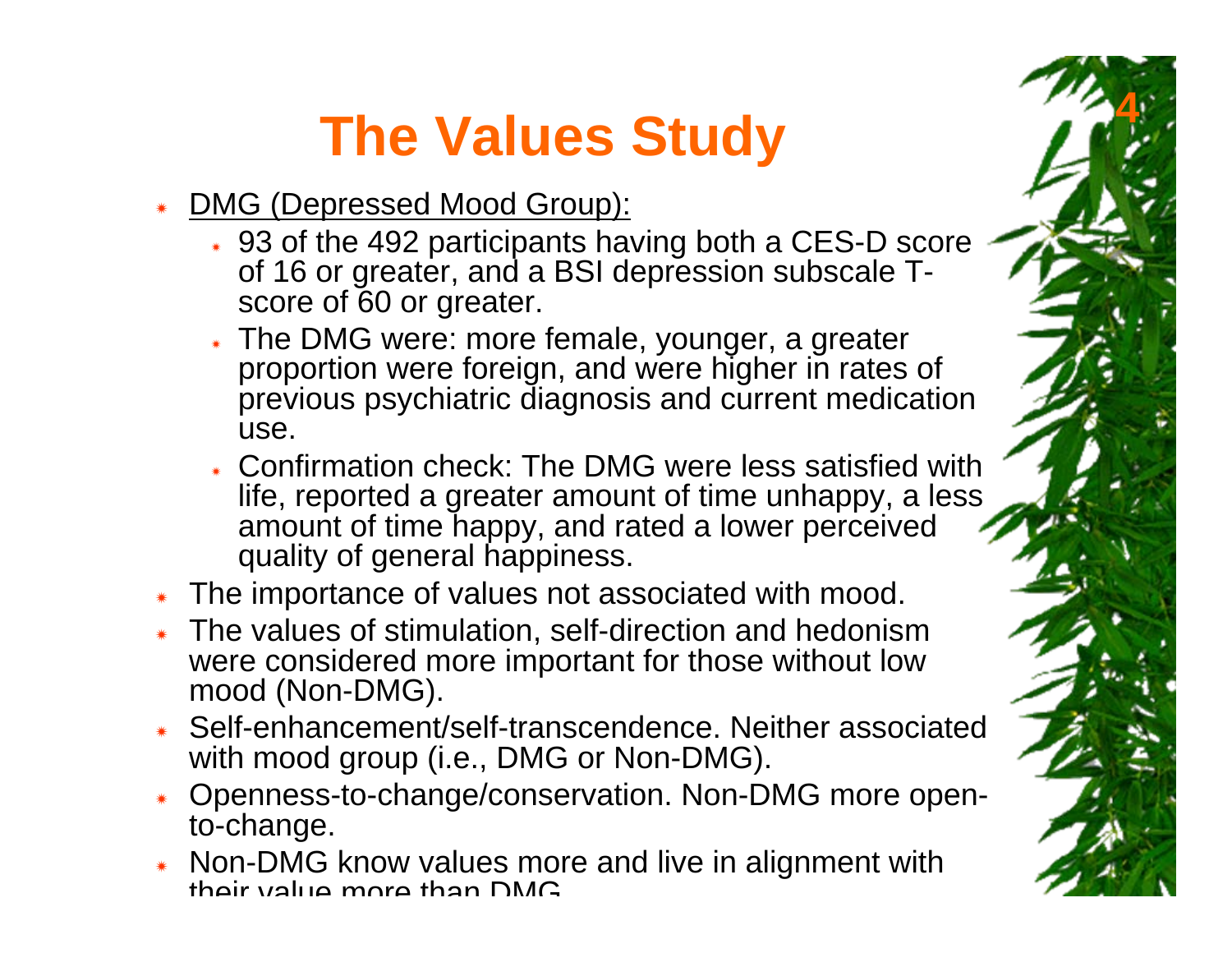# The Values Study

- DMG (Depressed Mood Group):
  - 93 of the 492 participants having both a CES-D score of 16 or greater, and a BSI depression subscale T-score of 60 or greater.
  - The DMG were: more female, younger, a greater proportion were foreign, and were higher in rates of previous psychiatric diagnosis and current medication use.
  - Confirmation check: The DMG were less satisfied with life, reported a greater amount of time unhappy, a less amount of time happy, and rated a lower perceived quality of general happiness.
- The importance of values not associated with mood.
- The values of stimulation, self-direction and hedonism were considered more important for those without low mood (Non-DMG).
- Self-enhancement/self-transcendence. Neither associated with mood group (i.e., DMG or Non-DMG).
- Openness-to-change/conservation. Non-DMG more open-to-change.
- Non-DMG know values more and live in alignment with their value more than DMG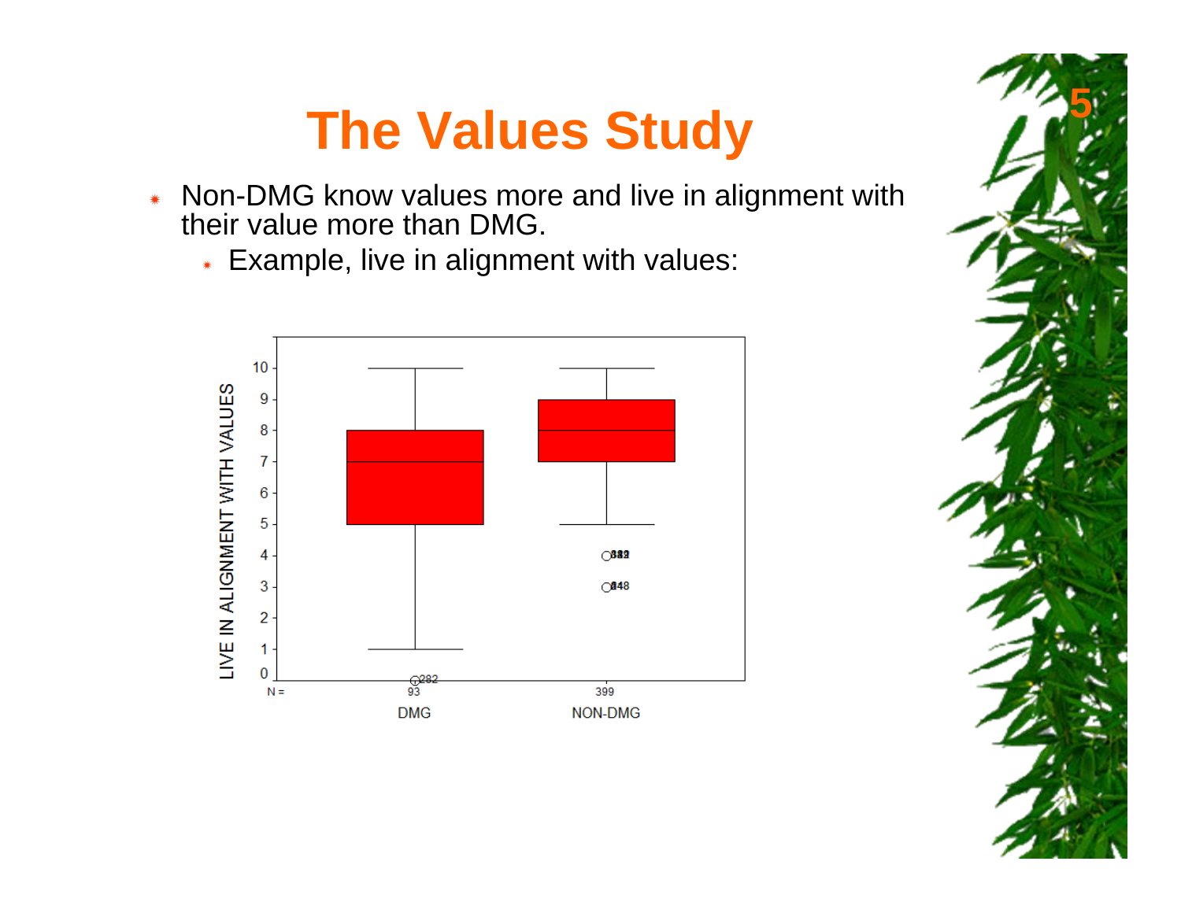# The Values Study

- Non-DMG know values more and live in alignment with their value more than DMG.
  - Example, live in alignment with values: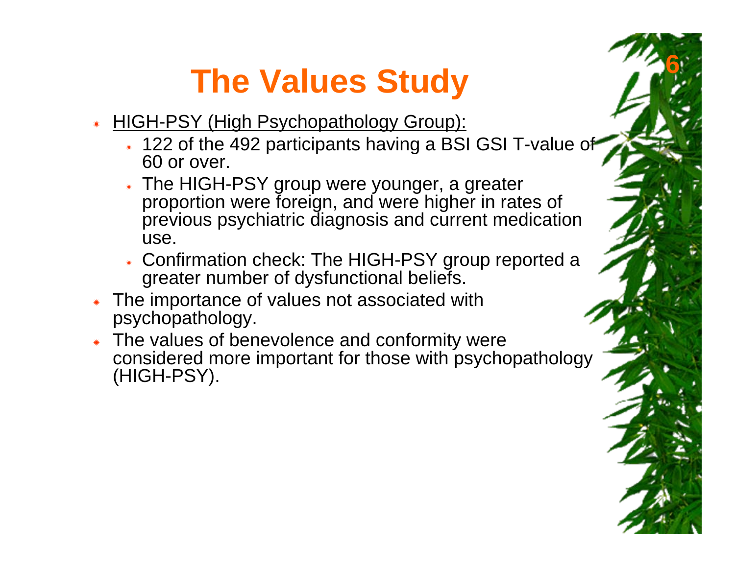# The Values Study

- HIGH-PSY (High Psychopathology Group):
  - 122 of the 492 participants having a BSI GSI T-value of 60 or over.
  - The HIGH-PSY group were younger, a greater proportion were foreign, and were higher in rates of previous psychiatric diagnosis and current medication use.
  - Confirmation check: The HIGH-PSY group reported a greater number of dysfunctional beliefs.
- The importance of values not associated with psychopathology.
- The values of benevolence and conformity were considered more important for those with psychopathology (HIGH-PSY).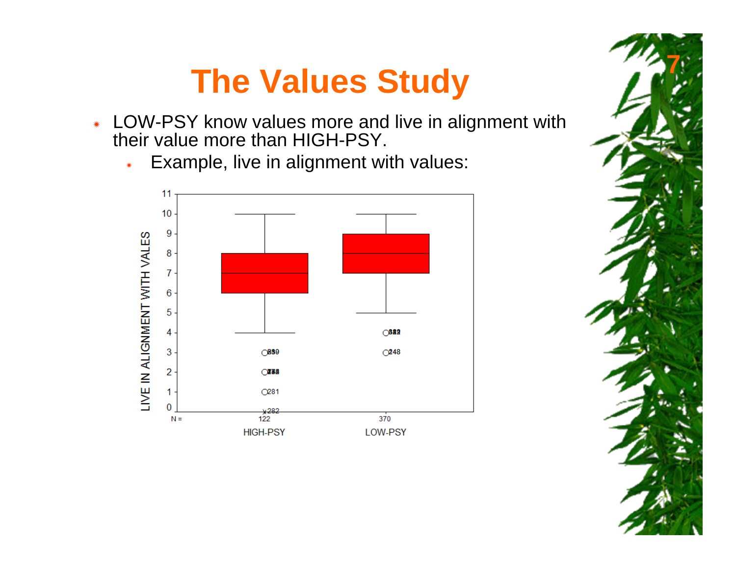# The Values Study

- LOW-PSY know values more and live in alignment with their value more than HIGH-PSY.
  - Example, live in alignment with values: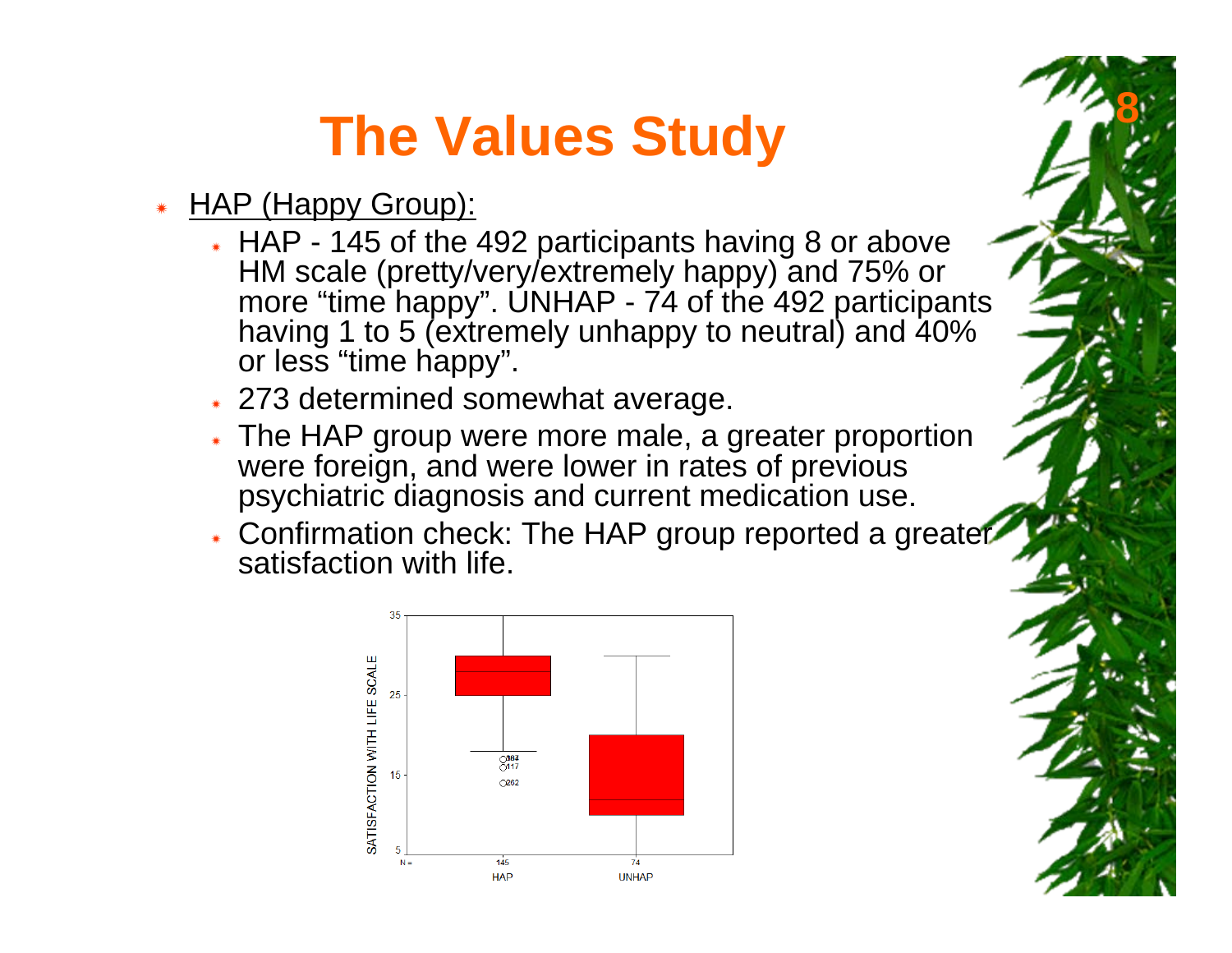# The Values Study

- HAP (Happy Group):
  - HAP - 145 of the 492 participants having 8 or above HM scale (pretty/very/extremely happy) and 75% or more "time happy". UNHAP - 74 of the 492 participants having 1 to 5 (extremely unhappy to neutral) and 40% or less "time happy".
  - 273 determined somewhat average.
  - The HAP group were more male, a greater proportion were foreign, and were lower in rates of previous psychiatric diagnosis and current medication use.
  - Confirmation check: The HAP group reported a greater satisfaction with life.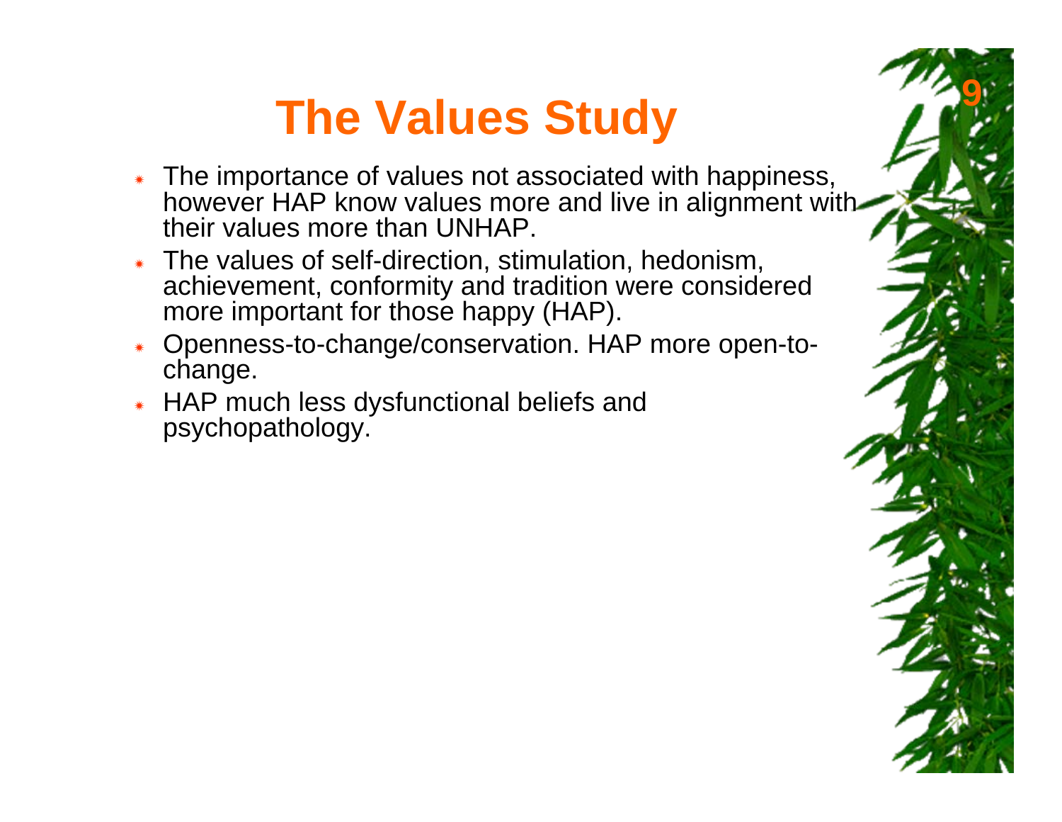# The Values Study

- The importance of values not associated with happiness, however HAP know values more and live in alignment with their values more than UNHAP.
- The values of self-direction, stimulation, hedonism, achievement, conformity and tradition were considered more important for those happy (HAP).
- Openness-to-change/conservation. HAP more open-to-change.
- HAP much less dysfunctional beliefs and psychopathology.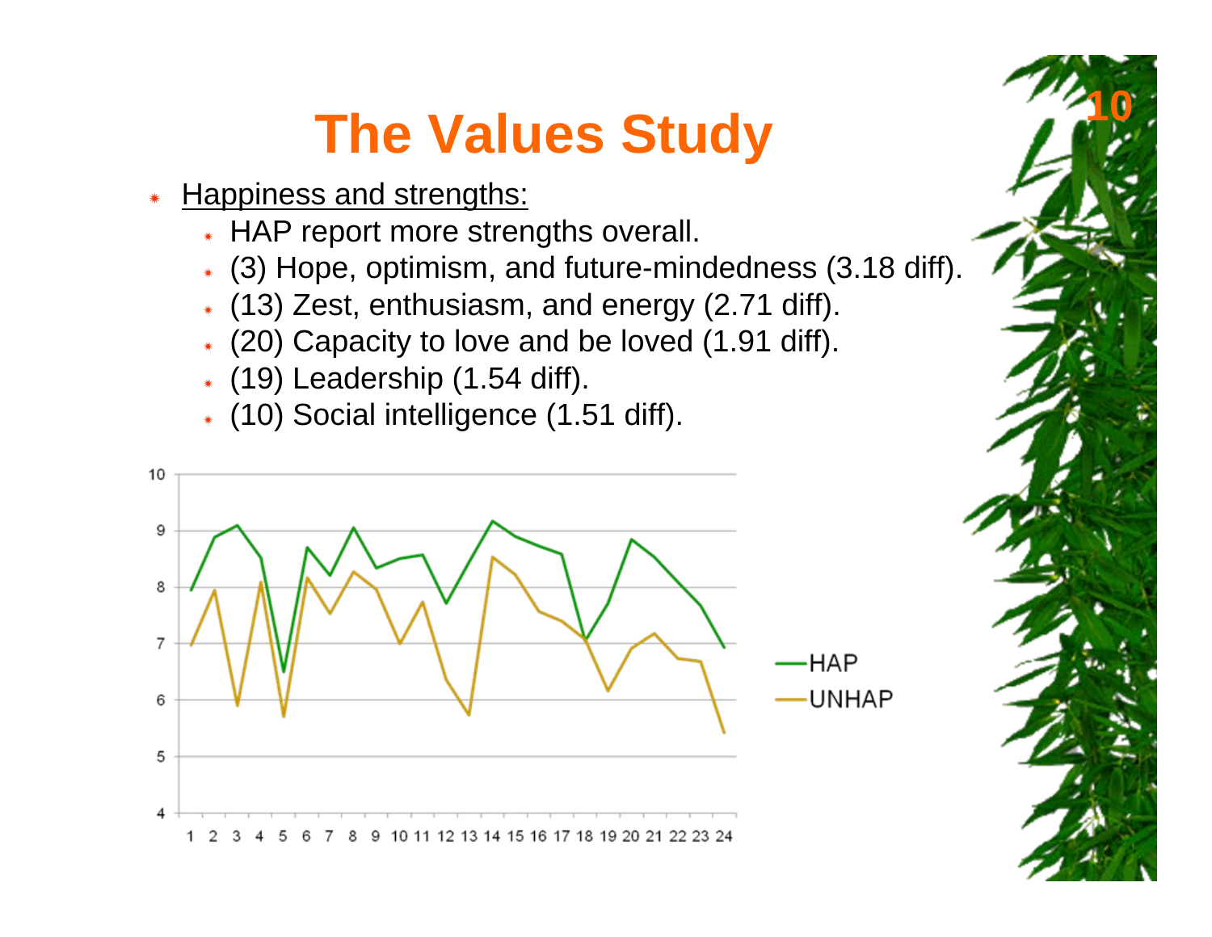# The Values Study

- Happiness and strengths:
  - HAP report more strengths overall.
  - (3) Hope, optimism, and future-mindedness (3.18 diff).
  - (13) Zest, enthusiasm, and energy (2.71 diff).
  - (20) Capacity to love and be loved (1.91 diff).
  - (19) Leadership (1.54 diff).
  - (10) Social intelligence (1.51 diff).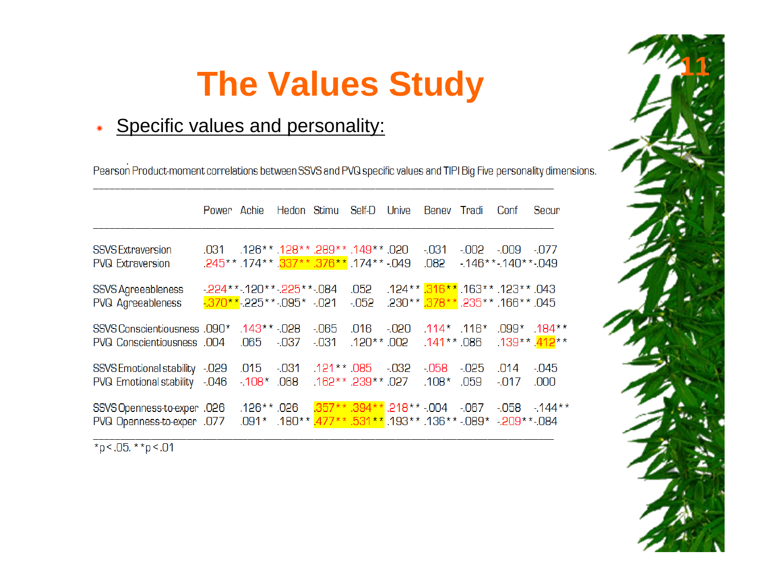# The Values Study

- Specific values and personality:

Pearson Product-moment correlations between SSVS and PVQ specific values and TIPI Big Five personality dimensions.

| | Power | Achie | Hedon | Stimu | Self-D | Unive | Benev | Tradi | Conf | Secur |
|---|---|---|---|---|---|---|---|---|---|---|
| SSVS Extraversion | .031 | .126** | .128** | .289** | .149** | .020 | -.031 | -.002 | -.009 | -.077 |
| PVQ Extraversion | .245** | .174** | .337** | .376** | .174** | -.049 | .082 | -.146** | -.140** | -.049 |
| SSVS Agreeableness | -.224** | -.120** | -.225** | -.084 | .052 | .124** | .316** | .163** | .123** | .043 |
| PVQ Agreeableness | -.370** | -.225** | -.095* | -.021 | -.052 | .230** | .378** | .235** | .166** | .045 |
| SSVS Conscientiousness | .090* | .143** | -.028 | -.065 | .016 | -.020 | .114* | .116* | .099* | .184** |
| PVQ Conscientiousness | .004 | .065 | -.037 | -.031 | .120** | .002 | .141** | .086 | .139** | .412** |
| SSVS Emotional stability | -.029 | .015 | -.031 | .121** | .085 | -.032 | -.058 | -.025 | .014 | -.045 |
| PVQ Emotional stability | -.046 | -.108* | .068 | .162** | .239** | .027 | .108* | .059 | -.017 | .000 |
| SSVS Openness-to-exper | .026 | .126** | .026 | .357** | .394** | .218** | -.004 | -.067 | -.058 | -.144** |
| PVQ Openness-to-exper | .077 | .091* | .180** | .477** | .531** | .193** | .136** | -.089* | -.209** | -.084 |

*p < .05. **p < .01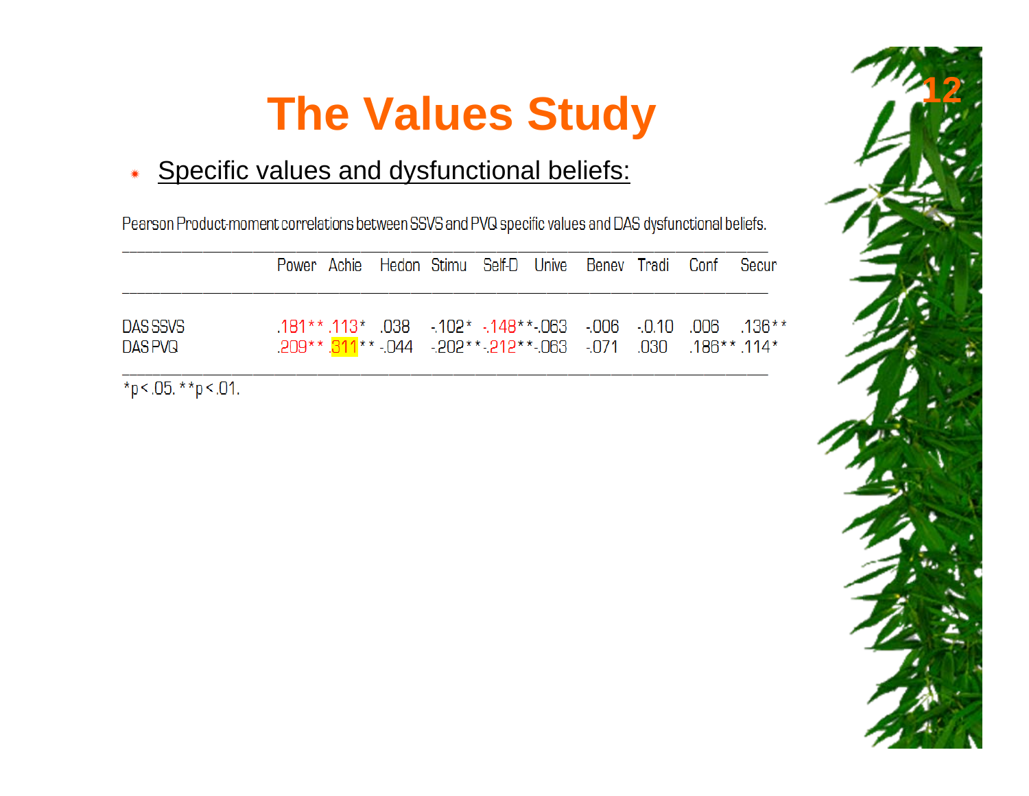# The Values Study

- Specific values and dysfunctional beliefs:

Pearson Product-moment correlations between SSVS and PVQ specific values and DAS dysfunctional beliefs.

| | Power | Achie | Hedon | Stimu | Self-D | Unive | Benev | Tradi | Conf | Secur |
|---|---|---|---|---|---|---|---|---|---|---|
| DAS SSVS | .181** | .113* | .038 | -.102* | -.148** | -.063 | -.006 | -.0.10 | .006 | .136** |
| DAS PVQ | .209** | .311** | -.044 | -.202** | -.212** | -.063 | -.071 | .030 | .186** | .114* |

*p < .05. **p < .01.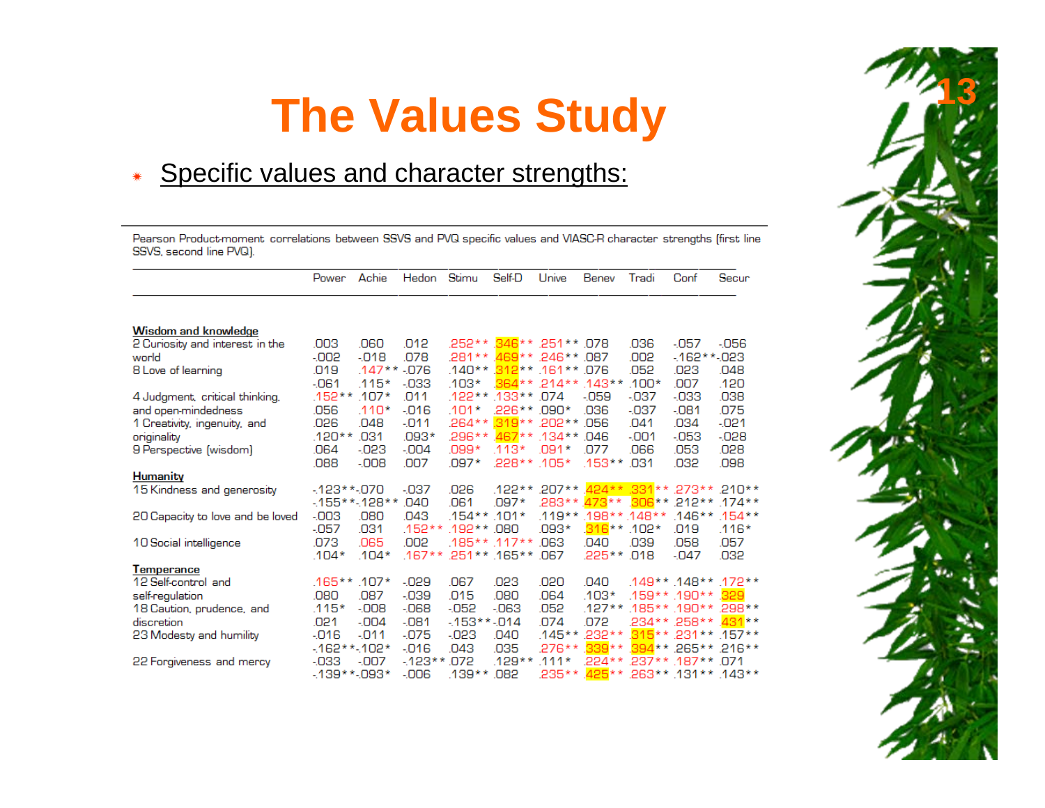# The Values Study

- Specific values and character strengths:

Pearson Product-moment correlations between SSVS and PVQ specific values and VIASC-R character strengths (first line SSVS, second line PVQ).

| | Power | Achie | Hedon | Stimu | Self-D | Unive | Benev | Tradi | Conf | Secur |
|---|---|---|---|---|---|---|---|---|---|---|
| **Wisdom and knowledge** | | | | | | | | | | |
| 2 Curiosity and interest in the | .003 | .060 | .012 | .252** | .346** | .251** | .078 | .036 | -.057 | -.056 |
| world | -.002 | -.018 | .078 | .281** | .469** | .246** | .087 | .002 | -.162** | -.023 |
| 8 Love of learning | .019 | .147** | -.076 | .140** | .312** | .161** | .076 | .052 | .023 | .048 |
| | -.061 | .115* | -.033 | .103* | .364** | .214** | .143** | .100* | .007 | .120 |
| 4 Judgment, critical thinking, | .152** | .107* | .011 | .122** | .133** | .074 | -.059 | -.037 | -.033 | .038 |
| and open-mindedness | .056 | .110* | -.016 | .101* | .226** | .090* | .036 | -.037 | -.081 | .075 |
| 1 Creativity, ingenuity, and | .026 | .048 | -.011 | .264** | .319** | .202** | .056 | .041 | .034 | -.021 |
| originality | .120** | .031 | .093* | .296** | .467** | .134** | .046 | -.001 | -.053 | -.028 |
| 9 Perspective (wisdom) | .064 | -.023 | -.004 | .099* | .113* | .091* | .077 | .066 | .053 | .028 |
| | .088 | -.008 | .007 | .097* | .228** | .105* | .153** | .031 | .032 | .098 |
| **Humanity** | | | | | | | | | | |
| 15 Kindness and generosity | -.123** | -.070 | -.037 | .026 | .122** | .207** | .424** | .331** | .273** | .210** |
| | -.155** | -.128** | .040 | .061 | .097* | .283** | .473** | .306** | .212** | .174** |
| 20 Capacity to love and be loved | -.003 | .080 | .043 | .154** | .101* | .119** | .198** | .148** | .146** | .154** |
| | -.057 | .031 | .152** | .192** | .080 | .093* | .316** | .102* | .019 | .116* |
| 10 Social intelligence | .073 | .065 | .002 | .185** | .117** | .063 | .040 | .039 | .058 | .057 |
| | .104* | .104* | .167** | .251** | .165** | .067 | .225** | .018 | -.047 | .032 |
| **Temperance** | | | | | | | | | | |
| 12 Self-control and | .165** | .107* | -.029 | .067 | .023 | .020 | .040 | .149** | .148** | .172** |
| self-regulation | .080 | .087 | -.039 | .015 | .080 | .064 | .103* | .159** | .190** | .329 |
| 18 Caution, prudence, and | .115* | -.008 | -.068 | -.052 | -.063 | .052 | .127** | .185** | .190** | .298** |
| discretion | .021 | -.004 | -.081 | -.153** | -.014 | .074 | .072 | .234** | .258** | .431** |
| 23 Modesty and humility | -.016 | -.011 | -.075 | -.023 | .040 | .145** | .232** | .315** | .231** | .157** |
| | -.162** | -.102* | -.016 | .043 | .035 | .276** | .339** | .394** | .265** | .216** |
| 22 Forgiveness and mercy | -.033 | -.007 | -.123** | .072 | .129** | .111* | .224** | .237** | .187** | .071 |
| | -.139** | -.093* | -.006 | .139** | .082 | .235** | .425** | .263** | .131** | .143** |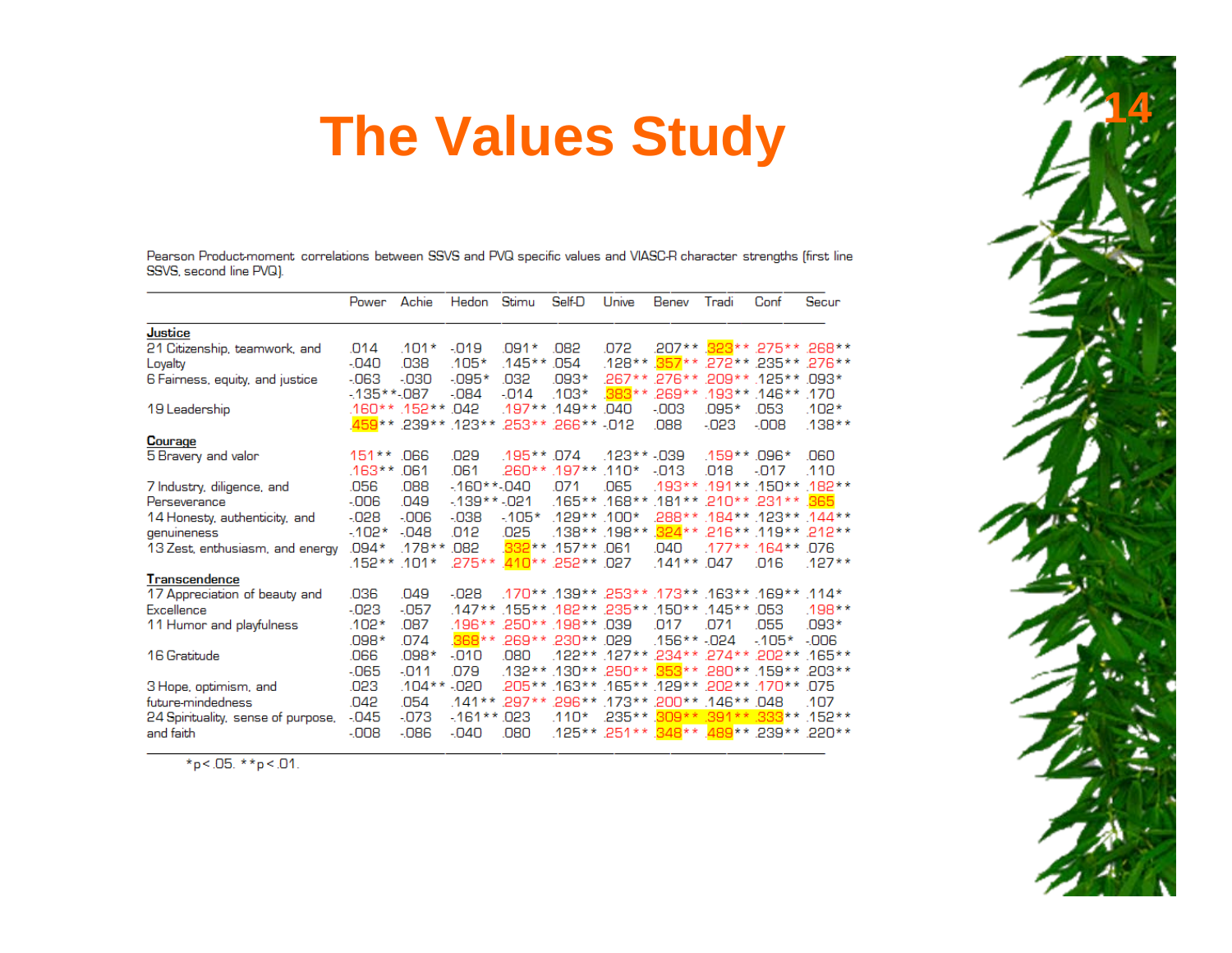# The Values Study

Pearson Product-moment correlations between SSVS and PVQ specific values and VIASC-R character strengths (first line SSVS, second line PVQ).

| | Power | Achie | Hedon | Stimu | Self-D | Unive | Benev | Tradi | Conf | Secur |
|---|---|---|---|---|---|---|---|---|---|---|
| **Justice** | | | | | | | | | | |
| 21 Citizenship, teamwork, and | .014 | .101* | -.019 | .091* | .082 | .072 | .207** | .323** | .275** | .268** |
| Loyalty | -.040 | .038 | .105* | .145** | .054 | .128** | .357** | .272** | .235** | .276** |
| 6 Fairness, equity, and justice | -.063 | -.030 | -.095* | .032 | .093* | .267** | .276** | .209** | .125** | .093* |
| | -.135** | -.087 | -.084 | -.014 | .103* | .383** | .269** | .193** | .146** | .170 |
| 19 Leadership | .160** | .152** | .042 | .197** | .149** | .040 | -.003 | .095* | .053 | .102* |
| | .459** | .239** | .123** | .253** | .266** | -.012 | .088 | -.023 | -.008 | .138** |
| **Courage** | | | | | | | | | | |
| 5 Bravery and valor | .151** | .066 | .029 | .195** | .074 | .123** | -.039 | .159** | .096* | .060 |
| | .163** | .061 | .061 | .260** | .197** | .110* | -.013 | .018 | -.017 | .110 |
| 7 Industry, diligence, and | .056 | .088 | -.160** | -.040 | .071 | .065 | .193** | .191** | .150** | .182** |
| Perseverance | -.006 | .049 | -.139** | -.021 | .165** | .168** | .181** | .210** | .231** | .365 |
| 14 Honesty, authenticity, and | -.028 | -.006 | -.038 | -.105* | .129** | .100* | .288** | .184** | .123** | .144** |
| genuineness | -.102* | -.048 | .012 | .025 | .138** | .198** | .324** | .216** | .119** | .212** |
| 13 Zest, enthusiasm, and energy | .094* | .178** | .082 | .332** | .157** | .061 | .040 | .177** | .164** | .076 |
| | .152** | .101* | .275** | .410** | .252** | .027 | .141** | .047 | .016 | .127** |
| **Transcendence** | | | | | | | | | | |
| 17 Appreciation of beauty and | .036 | .049 | -.028 | .170** | .139** | .253** | .173** | .163** | .169** | .114* |
| Excellence | -.023 | -.057 | .147** | .155** | .182** | .235** | .150** | .145** | .053 | .198** |
| 11 Humor and playfulness | .102* | .087 | .196** | .250** | .198** | .039 | .017 | .071 | .055 | .093* |
| | .098* | .074 | .368** | .269** | .230** | .029 | .156** | -.024 | -.105* | -.006 |
| 16 Gratitude | .066 | .098* | -.010 | .080 | .122** | .127** | .234** | .274** | .202** | .165** |
| | -.065 | -.011 | .079 | .132** | .130** | .250** | .353** | .280** | .159** | .203** |
| 3 Hope, optimism, and | .023 | .104** | -.020 | .205** | .163** | .165** | .129** | .202** | .170** | .075 |
| future-mindedness | .042 | .054 | .141** | .297** | .296** | .173** | .200** | .146** | .048 | .107 |
| 24 Spirituality, sense of purpose, | -.045 | -.073 | -.161** | .023 | .110* | .235** | .309** | .391** | .333** | .152** |
| and faith | -.008 | -.086 | -.040 | .080 | .125** | .251** | .348** | .489** | .239** | .220** |

*p<.05. **p<.01.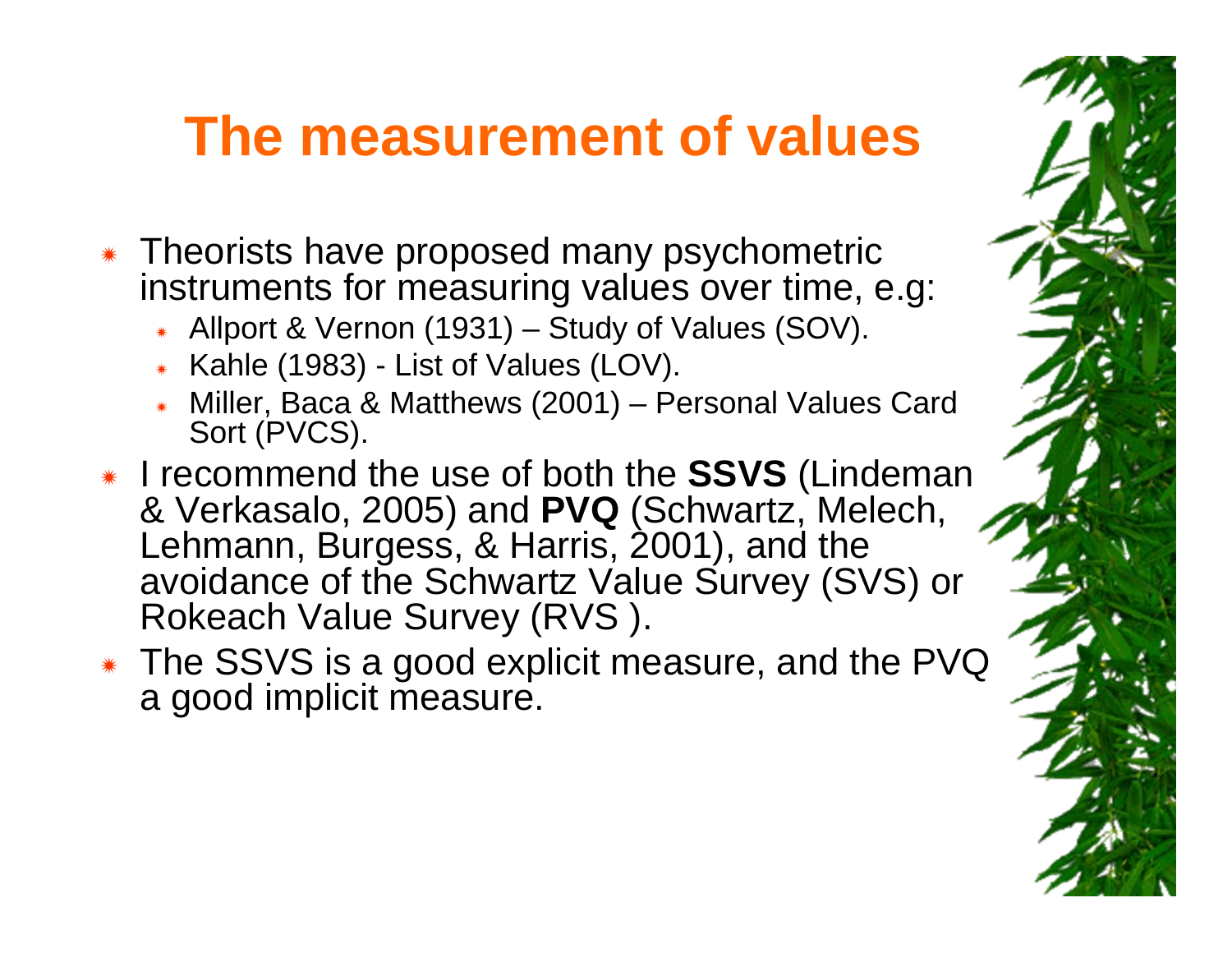# The measurement of values

- Theorists have proposed many psychometric instruments for measuring values over time, e.g:
  - Allport & Vernon (1931) – Study of Values (SOV).
  - Kahle (1983) - List of Values (LOV).
  - Miller, Baca & Matthews (2001) – Personal Values Card Sort (PVCS).
- I recommend the use of both the **SSVS** (Lindeman & Verkasalo, 2005) and **PVQ** (Schwartz, Melech, Lehmann, Burgess, & Harris, 2001), and the avoidance of the Schwartz Value Survey (SVS) or Rokeach Value Survey (RVS ).
- The SSVS is a good explicit measure, and the PVQ a good implicit measure.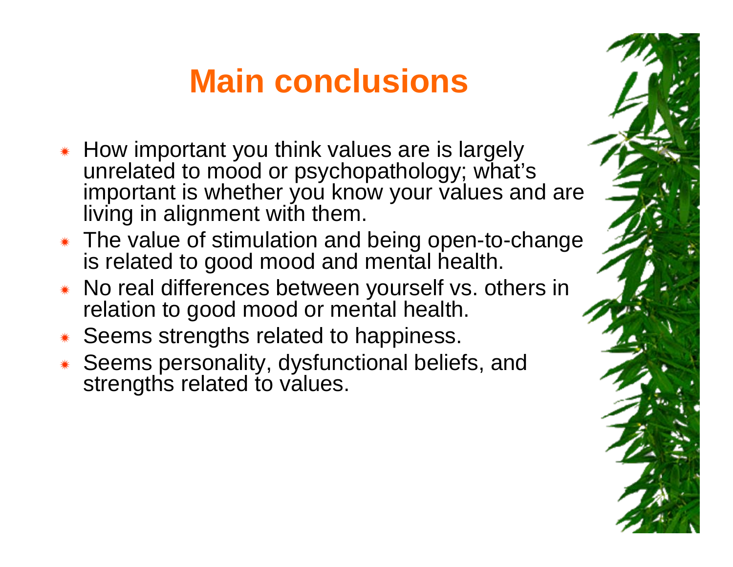# Main conclusions

- How important you think values are is largely unrelated to mood or psychopathology; what's important is whether you know your values and are living in alignment with them.
- The value of stimulation and being open-to-change is related to good mood and mental health.
- No real differences between yourself vs. others in relation to good mood or mental health.
- Seems strengths related to happiness.
- Seems personality, dysfunctional beliefs, and strengths related to values.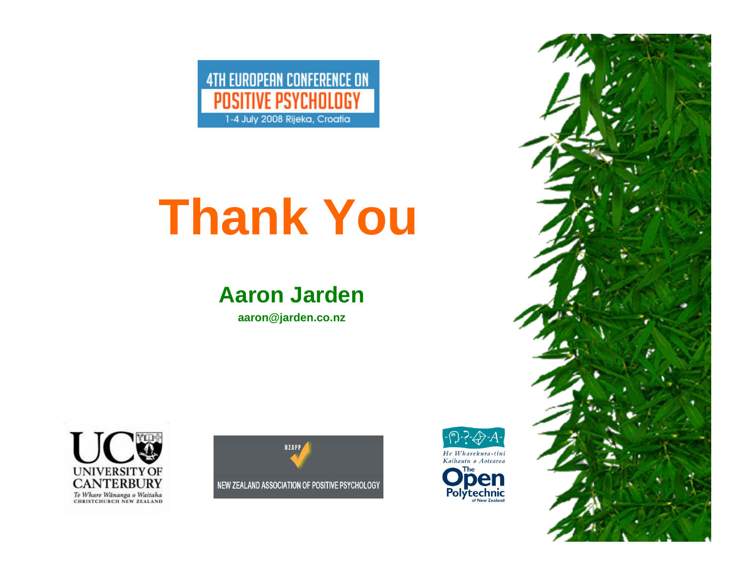4TH EUROPEAN CONFERENCE ON POSITIVE PSYCHOLOGY
1-4 July 2008 Rijeka, Croatia

# Thank You

## Aaron Jarden

**aaron@jarden.co.nz**

UC UNIVERSITY OF CANTERBURY
Te Whare Wānanga o Waitaha
CHRISTCHURCH NEW ZEALAND

NZAPP
NEW ZEALAND ASSOCIATION OF POSITIVE PSYCHOLOGY

He Wharekura-tini Kaihautu o Aotearoa
The Open Polytechnic of New Zealand